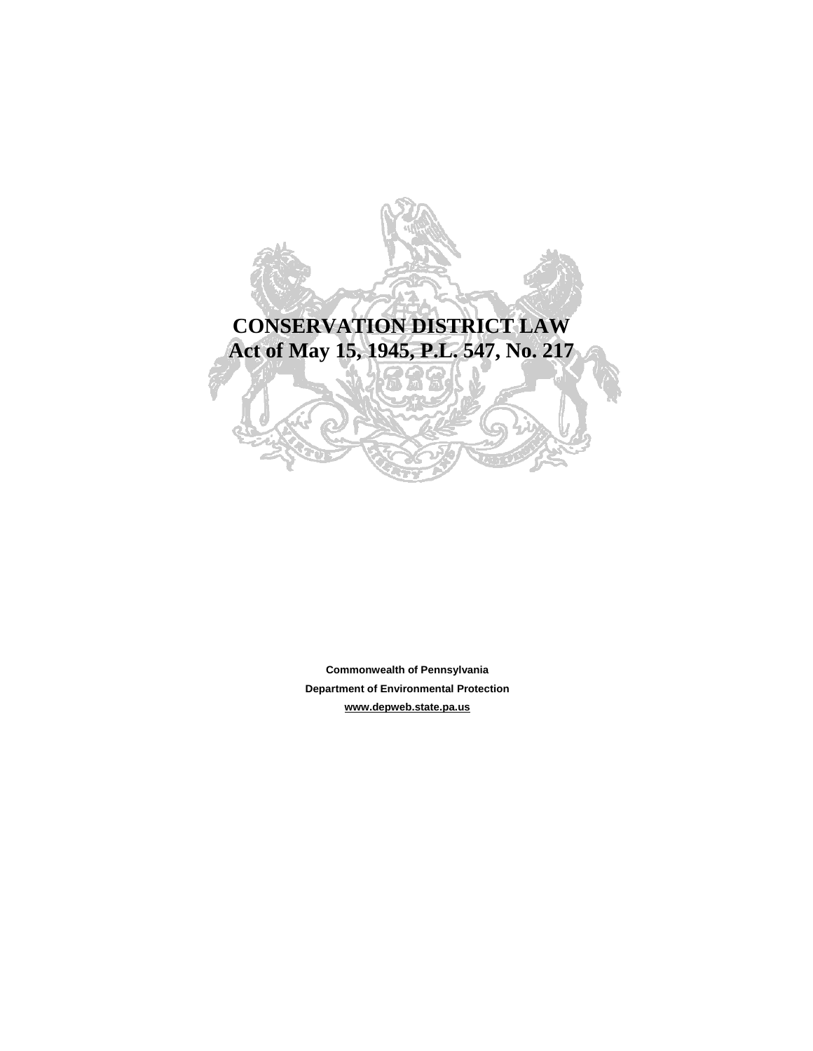# CONSERVATION DISTRICT LAW
## Act of May 15, 1945, P.L. 547, No. 217

**Commonwealth of Pennsylvania**

**Department of Environmental Protection**

**www.depweb.state.pa.us**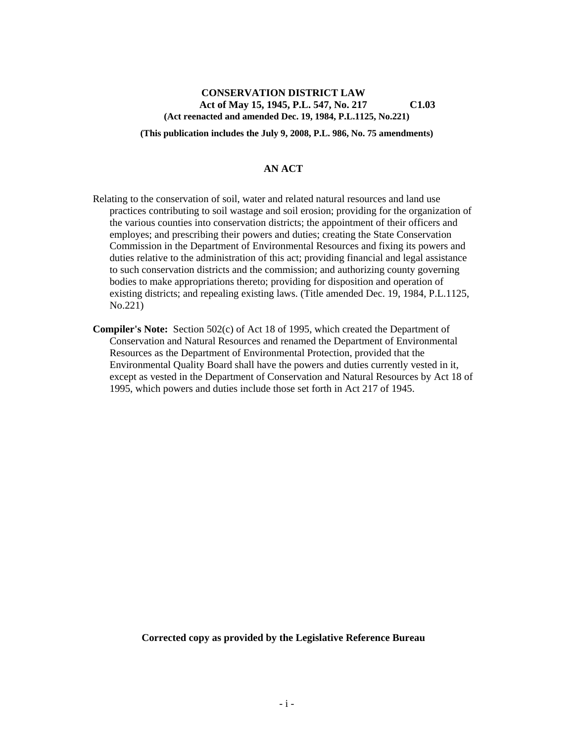**CONSERVATION DISTRICT LAW**
**Act of May 15, 1945, P.L. 547, No. 217 C1.03**
**(Act reenacted and amended Dec. 19, 1984, P.L.1125, No.221)**

**(This publication includes the July 9, 2008, P.L. 986, No. 75 amendments)**

## AN ACT

Relating to the conservation of soil, water and related natural resources and land use practices contributing to soil wastage and soil erosion; providing for the organization of the various counties into conservation districts; the appointment of their officers and employes; and prescribing their powers and duties; creating the State Conservation Commission in the Department of Environmental Resources and fixing its powers and duties relative to the administration of this act; providing financial and legal assistance to such conservation districts and the commission; and authorizing county governing bodies to make appropriations thereto; providing for disposition and operation of existing districts; and repealing existing laws. (Title amended Dec. 19, 1984, P.L.1125, No.221)

**Compiler's Note:** Section 502(c) of Act 18 of 1995, which created the Department of Conservation and Natural Resources and renamed the Department of Environmental Resources as the Department of Environmental Protection, provided that the Environmental Quality Board shall have the powers and duties currently vested in it, except as vested in the Department of Conservation and Natural Resources by Act 18 of 1995, which powers and duties include those set forth in Act 217 of 1945.

**Corrected copy as provided by the Legislative Reference Bureau**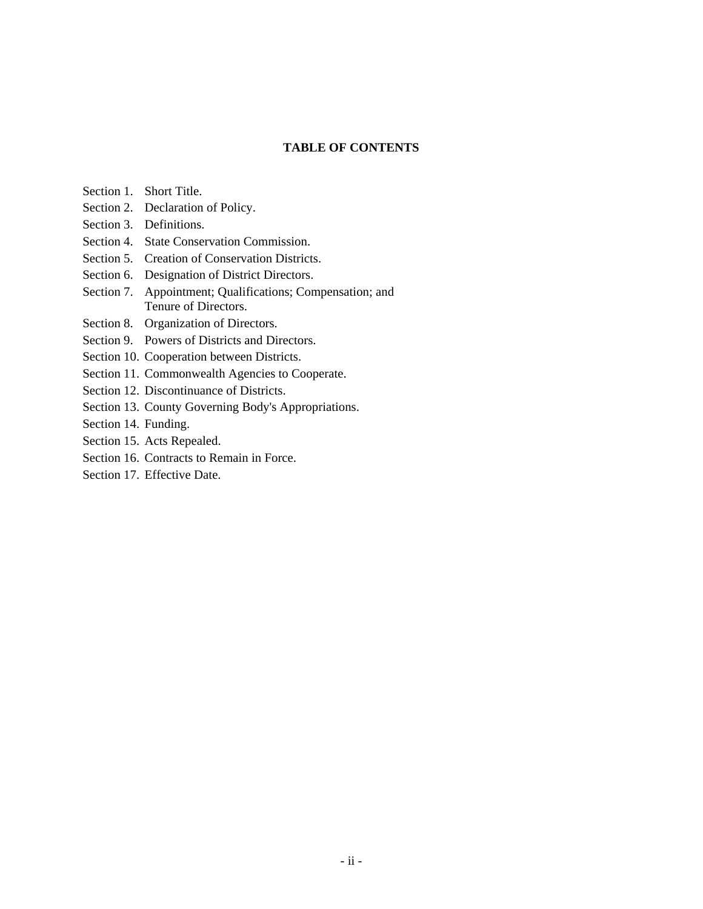## TABLE OF CONTENTS

Section 1. Short Title.
Section 2. Declaration of Policy.
Section 3. Definitions.
Section 4. State Conservation Commission.
Section 5. Creation of Conservation Districts.
Section 6. Designation of District Directors.
Section 7. Appointment; Qualifications; Compensation; and Tenure of Directors.
Section 8. Organization of Directors.
Section 9. Powers of Districts and Directors.
Section 10. Cooperation between Districts.
Section 11. Commonwealth Agencies to Cooperate.
Section 12. Discontinuance of Districts.
Section 13. County Governing Body's Appropriations.
Section 14. Funding.
Section 15. Acts Repealed.
Section 16. Contracts to Remain in Force.
Section 17. Effective Date.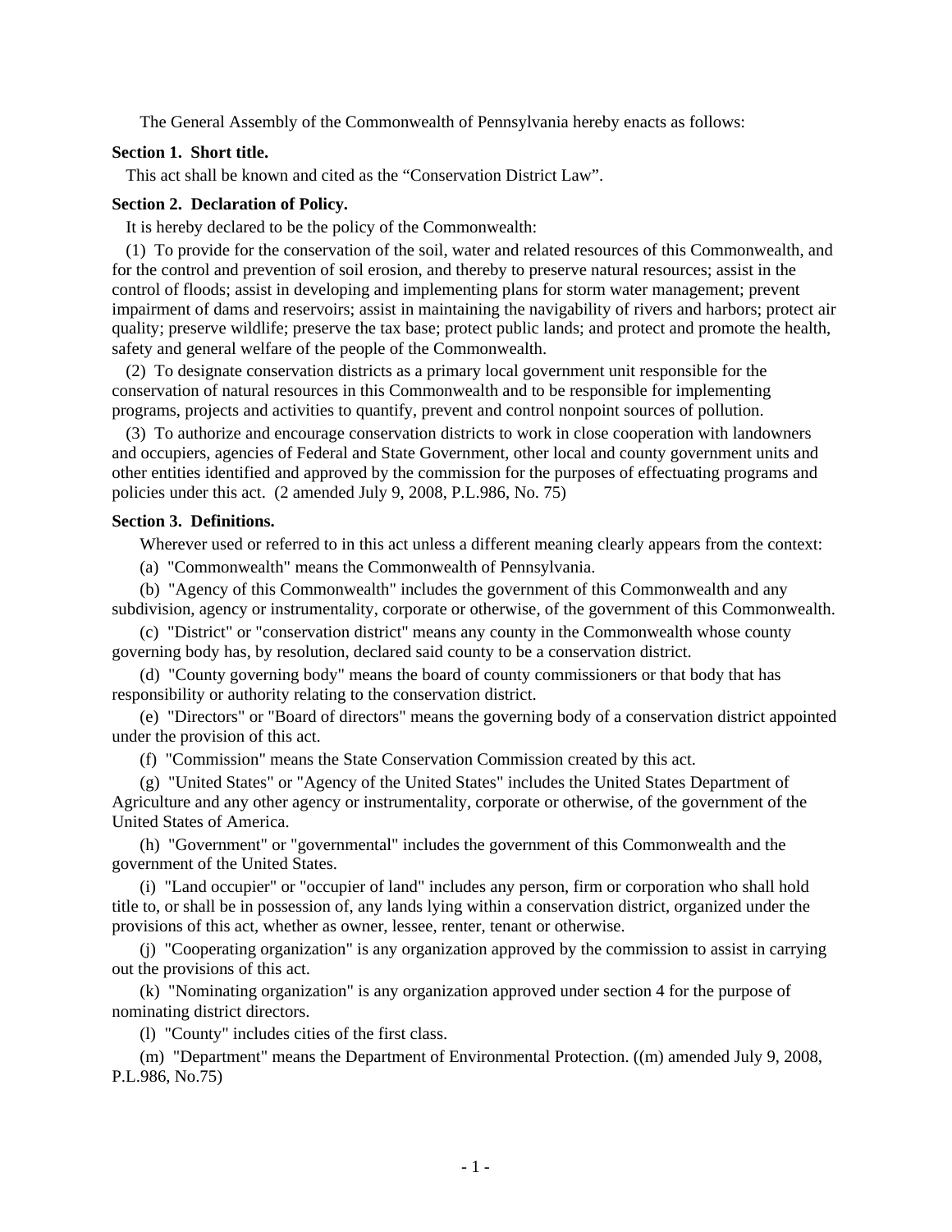The General Assembly of the Commonwealth of Pennsylvania hereby enacts as follows:

**Section 1. Short title.**

This act shall be known and cited as the “Conservation District Law”.

**Section 2. Declaration of Policy.**

It is hereby declared to be the policy of the Commonwealth:

(1) To provide for the conservation of the soil, water and related resources of this Commonwealth, and for the control and prevention of soil erosion, and thereby to preserve natural resources; assist in the control of floods; assist in developing and implementing plans for storm water management; prevent impairment of dams and reservoirs; assist in maintaining the navigability of rivers and harbors; protect air quality; preserve wildlife; preserve the tax base; protect public lands; and protect and promote the health, safety and general welfare of the people of the Commonwealth.

(2) To designate conservation districts as a primary local government unit responsible for the conservation of natural resources in this Commonwealth and to be responsible for implementing programs, projects and activities to quantify, prevent and control nonpoint sources of pollution.

(3) To authorize and encourage conservation districts to work in close cooperation with landowners and occupiers, agencies of Federal and State Government, other local and county government units and other entities identified and approved by the commission for the purposes of effectuating programs and policies under this act. (2 amended July 9, 2008, P.L.986, No. 75)

**Section 3. Definitions.**

Wherever used or referred to in this act unless a different meaning clearly appears from the context:

(a) "Commonwealth" means the Commonwealth of Pennsylvania.

(b) "Agency of this Commonwealth" includes the government of this Commonwealth and any subdivision, agency or instrumentality, corporate or otherwise, of the government of this Commonwealth.

(c) "District" or "conservation district" means any county in the Commonwealth whose county governing body has, by resolution, declared said county to be a conservation district.

(d) "County governing body" means the board of county commissioners or that body that has responsibility or authority relating to the conservation district.

(e) "Directors" or "Board of directors" means the governing body of a conservation district appointed under the provision of this act.

(f) "Commission" means the State Conservation Commission created by this act.

(g) "United States" or "Agency of the United States" includes the United States Department of Agriculture and any other agency or instrumentality, corporate or otherwise, of the government of the United States of America.

(h) "Government" or "governmental" includes the government of this Commonwealth and the government of the United States.

(i) "Land occupier" or "occupier of land" includes any person, firm or corporation who shall hold title to, or shall be in possession of, any lands lying within a conservation district, organized under the provisions of this act, whether as owner, lessee, renter, tenant or otherwise.

(j) "Cooperating organization" is any organization approved by the commission to assist in carrying out the provisions of this act.

(k) "Nominating organization" is any organization approved under section 4 for the purpose of nominating district directors.

(l) "County" includes cities of the first class.

(m) "Department" means the Department of Environmental Protection. ((m) amended July 9, 2008, P.L.986, No.75)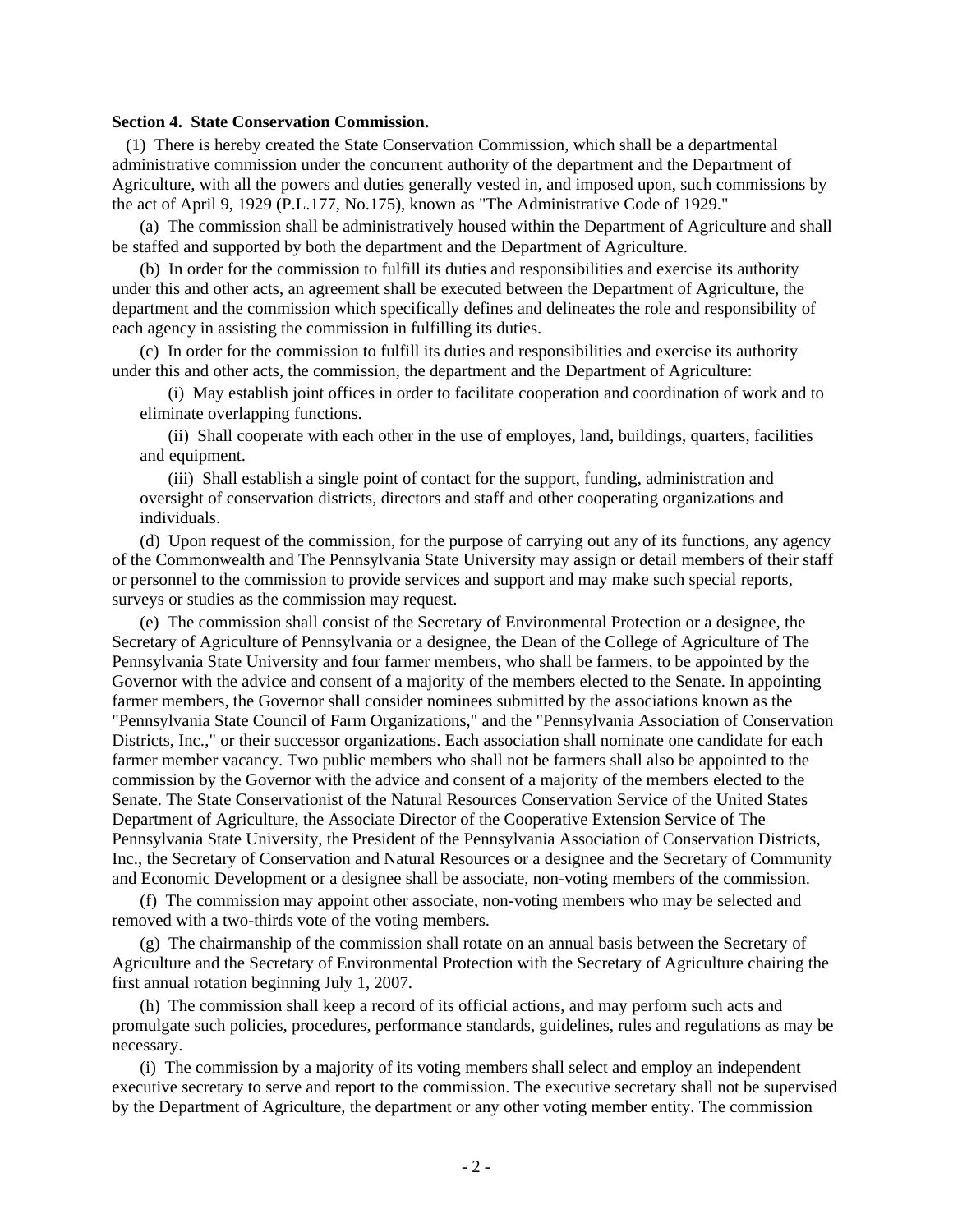**Section 4. State Conservation Commission.**

(1) There is hereby created the State Conservation Commission, which shall be a departmental administrative commission under the concurrent authority of the department and the Department of Agriculture, with all the powers and duties generally vested in, and imposed upon, such commissions by the act of April 9, 1929 (P.L.177, No.175), known as "The Administrative Code of 1929."

(a) The commission shall be administratively housed within the Department of Agriculture and shall be staffed and supported by both the department and the Department of Agriculture.

(b) In order for the commission to fulfill its duties and responsibilities and exercise its authority under this and other acts, an agreement shall be executed between the Department of Agriculture, the department and the commission which specifically defines and delineates the role and responsibility of each agency in assisting the commission in fulfilling its duties.

(c) In order for the commission to fulfill its duties and responsibilities and exercise its authority under this and other acts, the commission, the department and the Department of Agriculture:

(i) May establish joint offices in order to facilitate cooperation and coordination of work and to eliminate overlapping functions.

(ii) Shall cooperate with each other in the use of employes, land, buildings, quarters, facilities and equipment.

(iii) Shall establish a single point of contact for the support, funding, administration and oversight of conservation districts, directors and staff and other cooperating organizations and individuals.

(d) Upon request of the commission, for the purpose of carrying out any of its functions, any agency of the Commonwealth and The Pennsylvania State University may assign or detail members of their staff or personnel to the commission to provide services and support and may make such special reports, surveys or studies as the commission may request.

(e) The commission shall consist of the Secretary of Environmental Protection or a designee, the Secretary of Agriculture of Pennsylvania or a designee, the Dean of the College of Agriculture of The Pennsylvania State University and four farmer members, who shall be farmers, to be appointed by the Governor with the advice and consent of a majority of the members elected to the Senate. In appointing farmer members, the Governor shall consider nominees submitted by the associations known as the "Pennsylvania State Council of Farm Organizations," and the "Pennsylvania Association of Conservation Districts, Inc.," or their successor organizations. Each association shall nominate one candidate for each farmer member vacancy. Two public members who shall not be farmers shall also be appointed to the commission by the Governor with the advice and consent of a majority of the members elected to the Senate. The State Conservationist of the Natural Resources Conservation Service of the United States Department of Agriculture, the Associate Director of the Cooperative Extension Service of The Pennsylvania State University, the President of the Pennsylvania Association of Conservation Districts, Inc., the Secretary of Conservation and Natural Resources or a designee and the Secretary of Community and Economic Development or a designee shall be associate, non-voting members of the commission.

(f) The commission may appoint other associate, non-voting members who may be selected and removed with a two-thirds vote of the voting members.

(g) The chairmanship of the commission shall rotate on an annual basis between the Secretary of Agriculture and the Secretary of Environmental Protection with the Secretary of Agriculture chairing the first annual rotation beginning July 1, 2007.

(h) The commission shall keep a record of its official actions, and may perform such acts and promulgate such policies, procedures, performance standards, guidelines, rules and regulations as may be necessary.

(i) The commission by a majority of its voting members shall select and employ an independent executive secretary to serve and report to the commission. The executive secretary shall not be supervised by the Department of Agriculture, the department or any other voting member entity. The commission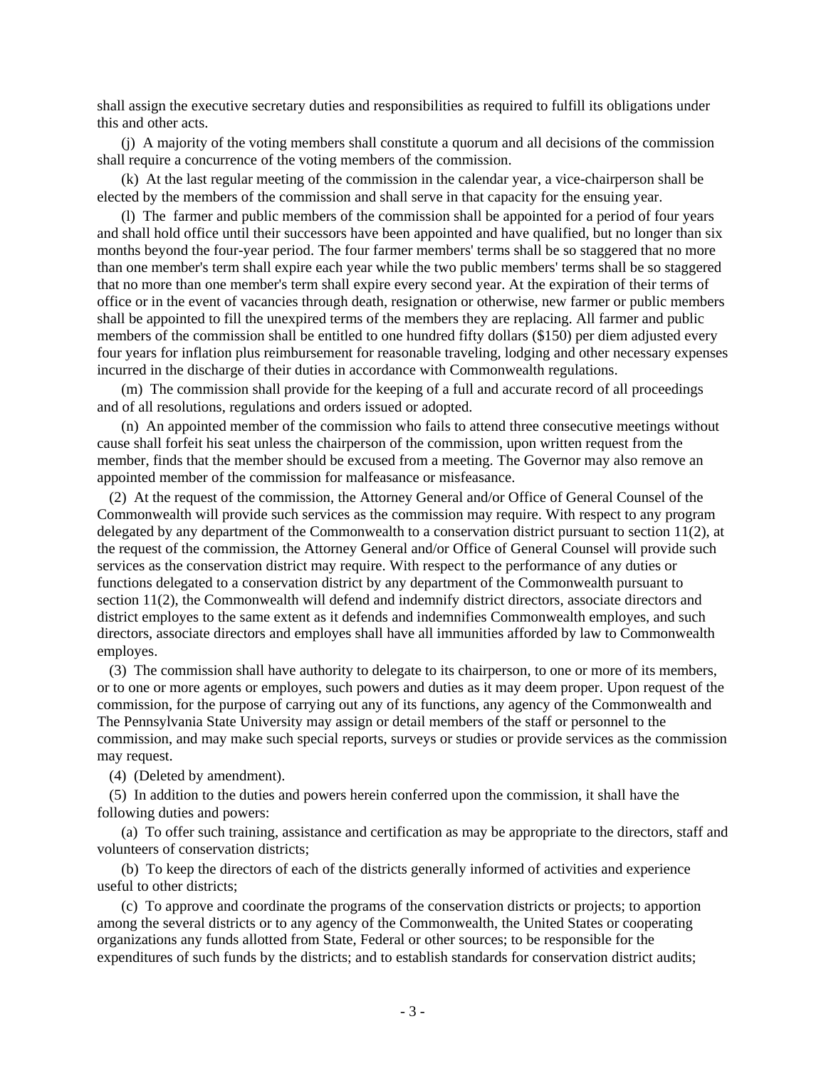shall assign the executive secretary duties and responsibilities as required to fulfill its obligations under this and other acts.

(j) A majority of the voting members shall constitute a quorum and all decisions of the commission shall require a concurrence of the voting members of the commission.

(k) At the last regular meeting of the commission in the calendar year, a vice-chairperson shall be elected by the members of the commission and shall serve in that capacity for the ensuing year.

(l) The farmer and public members of the commission shall be appointed for a period of four years and shall hold office until their successors have been appointed and have qualified, but no longer than six months beyond the four-year period. The four farmer members' terms shall be so staggered that no more than one member's term shall expire each year while the two public members' terms shall be so staggered that no more than one member's term shall expire every second year. At the expiration of their terms of office or in the event of vacancies through death, resignation or otherwise, new farmer or public members shall be appointed to fill the unexpired terms of the members they are replacing. All farmer and public members of the commission shall be entitled to one hundred fifty dollars ($150) per diem adjusted every four years for inflation plus reimbursement for reasonable traveling, lodging and other necessary expenses incurred in the discharge of their duties in accordance with Commonwealth regulations.

(m) The commission shall provide for the keeping of a full and accurate record of all proceedings and of all resolutions, regulations and orders issued or adopted.

(n) An appointed member of the commission who fails to attend three consecutive meetings without cause shall forfeit his seat unless the chairperson of the commission, upon written request from the member, finds that the member should be excused from a meeting. The Governor may also remove an appointed member of the commission for malfeasance or misfeasance.

(2) At the request of the commission, the Attorney General and/or Office of General Counsel of the Commonwealth will provide such services as the commission may require. With respect to any program delegated by any department of the Commonwealth to a conservation district pursuant to section 11(2), at the request of the commission, the Attorney General and/or Office of General Counsel will provide such services as the conservation district may require. With respect to the performance of any duties or functions delegated to a conservation district by any department of the Commonwealth pursuant to section 11(2), the Commonwealth will defend and indemnify district directors, associate directors and district employes to the same extent as it defends and indemnifies Commonwealth employes, and such directors, associate directors and employes shall have all immunities afforded by law to Commonwealth employes.

(3) The commission shall have authority to delegate to its chairperson, to one or more of its members, or to one or more agents or employes, such powers and duties as it may deem proper. Upon request of the commission, for the purpose of carrying out any of its functions, any agency of the Commonwealth and The Pennsylvania State University may assign or detail members of the staff or personnel to the commission, and may make such special reports, surveys or studies or provide services as the commission may request.

(4) (Deleted by amendment).

(5) In addition to the duties and powers herein conferred upon the commission, it shall have the following duties and powers:

(a) To offer such training, assistance and certification as may be appropriate to the directors, staff and volunteers of conservation districts;

(b) To keep the directors of each of the districts generally informed of activities and experience useful to other districts;

(c) To approve and coordinate the programs of the conservation districts or projects; to apportion among the several districts or to any agency of the Commonwealth, the United States or cooperating organizations any funds allotted from State, Federal or other sources; to be responsible for the expenditures of such funds by the districts; and to establish standards for conservation district audits;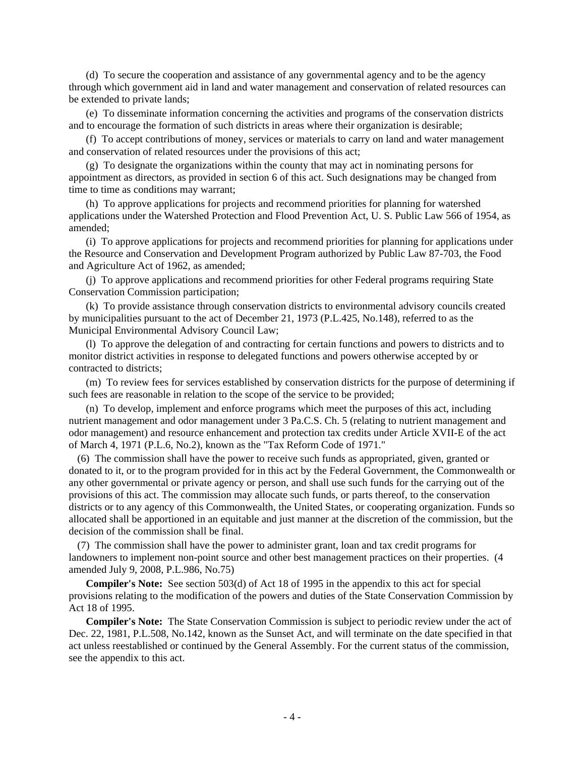(d) To secure the cooperation and assistance of any governmental agency and to be the agency through which government aid in land and water management and conservation of related resources can be extended to private lands;

(e) To disseminate information concerning the activities and programs of the conservation districts and to encourage the formation of such districts in areas where their organization is desirable;

(f) To accept contributions of money, services or materials to carry on land and water management and conservation of related resources under the provisions of this act;

(g) To designate the organizations within the county that may act in nominating persons for appointment as directors, as provided in section 6 of this act. Such designations may be changed from time to time as conditions may warrant;

(h) To approve applications for projects and recommend priorities for planning for watershed applications under the Watershed Protection and Flood Prevention Act, U. S. Public Law 566 of 1954, as amended;

(i) To approve applications for projects and recommend priorities for planning for applications under the Resource and Conservation and Development Program authorized by Public Law 87-703, the Food and Agriculture Act of 1962, as amended;

(j) To approve applications and recommend priorities for other Federal programs requiring State Conservation Commission participation;

(k) To provide assistance through conservation districts to environmental advisory councils created by municipalities pursuant to the act of December 21, 1973 (P.L.425, No.148), referred to as the Municipal Environmental Advisory Council Law;

(l) To approve the delegation of and contracting for certain functions and powers to districts and to monitor district activities in response to delegated functions and powers otherwise accepted by or contracted to districts;

(m) To review fees for services established by conservation districts for the purpose of determining if such fees are reasonable in relation to the scope of the service to be provided;

(n) To develop, implement and enforce programs which meet the purposes of this act, including nutrient management and odor management under 3 Pa.C.S. Ch. 5 (relating to nutrient management and odor management) and resource enhancement and protection tax credits under Article XVII-E of the act of March 4, 1971 (P.L.6, No.2), known as the "Tax Reform Code of 1971."

(6) The commission shall have the power to receive such funds as appropriated, given, granted or donated to it, or to the program provided for in this act by the Federal Government, the Commonwealth or any other governmental or private agency or person, and shall use such funds for the carrying out of the provisions of this act. The commission may allocate such funds, or parts thereof, to the conservation districts or to any agency of this Commonwealth, the United States, or cooperating organization. Funds so allocated shall be apportioned in an equitable and just manner at the discretion of the commission, but the decision of the commission shall be final.

(7) The commission shall have the power to administer grant, loan and tax credit programs for landowners to implement non-point source and other best management practices on their properties. (4 amended July 9, 2008, P.L.986, No.75)

**Compiler's Note:** See section 503(d) of Act 18 of 1995 in the appendix to this act for special provisions relating to the modification of the powers and duties of the State Conservation Commission by Act 18 of 1995.

**Compiler's Note:** The State Conservation Commission is subject to periodic review under the act of Dec. 22, 1981, P.L.508, No.142, known as the Sunset Act, and will terminate on the date specified in that act unless reestablished or continued by the General Assembly. For the current status of the commission, see the appendix to this act.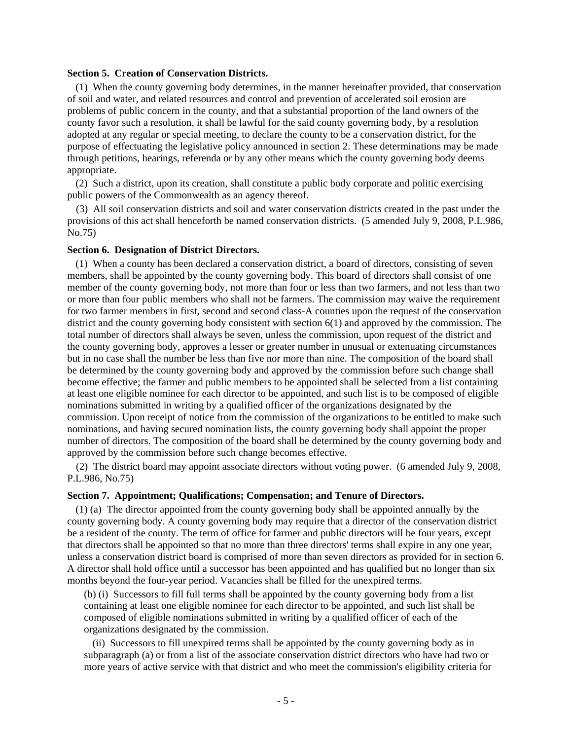**Section 5. Creation of Conservation Districts.**

(1) When the county governing body determines, in the manner hereinafter provided, that conservation of soil and water, and related resources and control and prevention of accelerated soil erosion are problems of public concern in the county, and that a substantial proportion of the land owners of the county favor such a resolution, it shall be lawful for the said county governing body, by a resolution adopted at any regular or special meeting, to declare the county to be a conservation district, for the purpose of effectuating the legislative policy announced in section 2. These determinations may be made through petitions, hearings, referenda or by any other means which the county governing body deems appropriate.

(2) Such a district, upon its creation, shall constitute a public body corporate and politic exercising public powers of the Commonwealth as an agency thereof.

(3) All soil conservation districts and soil and water conservation districts created in the past under the provisions of this act shall henceforth be named conservation districts. (5 amended July 9, 2008, P.L.986, No.75)

**Section 6. Designation of District Directors.**

(1) When a county has been declared a conservation district, a board of directors, consisting of seven members, shall be appointed by the county governing body. This board of directors shall consist of one member of the county governing body, not more than four or less than two farmers, and not less than two or more than four public members who shall not be farmers. The commission may waive the requirement for two farmer members in first, second and second class-A counties upon the request of the conservation district and the county governing body consistent with section 6(1) and approved by the commission. The total number of directors shall always be seven, unless the commission, upon request of the district and the county governing body, approves a lesser or greater number in unusual or extenuating circumstances but in no case shall the number be less than five nor more than nine. The composition of the board shall be determined by the county governing body and approved by the commission before such change shall become effective; the farmer and public members to be appointed shall be selected from a list containing at least one eligible nominee for each director to be appointed, and such list is to be composed of eligible nominations submitted in writing by a qualified officer of the organizations designated by the commission. Upon receipt of notice from the commission of the organizations to be entitled to make such nominations, and having secured nomination lists, the county governing body shall appoint the proper number of directors. The composition of the board shall be determined by the county governing body and approved by the commission before such change becomes effective.

(2) The district board may appoint associate directors without voting power. (6 amended July 9, 2008, P.L.986, No.75)

**Section 7. Appointment; Qualifications; Compensation; and Tenure of Directors.**

(1) (a) The director appointed from the county governing body shall be appointed annually by the county governing body. A county governing body may require that a director of the conservation district be a resident of the county. The term of office for farmer and public directors will be four years, except that directors shall be appointed so that no more than three directors' terms shall expire in any one year, unless a conservation district board is comprised of more than seven directors as provided for in section 6. A director shall hold office until a successor has been appointed and has qualified but no longer than six months beyond the four-year period. Vacancies shall be filled for the unexpired terms.

(b) (i) Successors to fill full terms shall be appointed by the county governing body from a list containing at least one eligible nominee for each director to be appointed, and such list shall be composed of eligible nominations submitted in writing by a qualified officer of each of the organizations designated by the commission.

(ii) Successors to fill unexpired terms shall be appointed by the county governing body as in subparagraph (a) or from a list of the associate conservation district directors who have had two or more years of active service with that district and who meet the commission's eligibility criteria for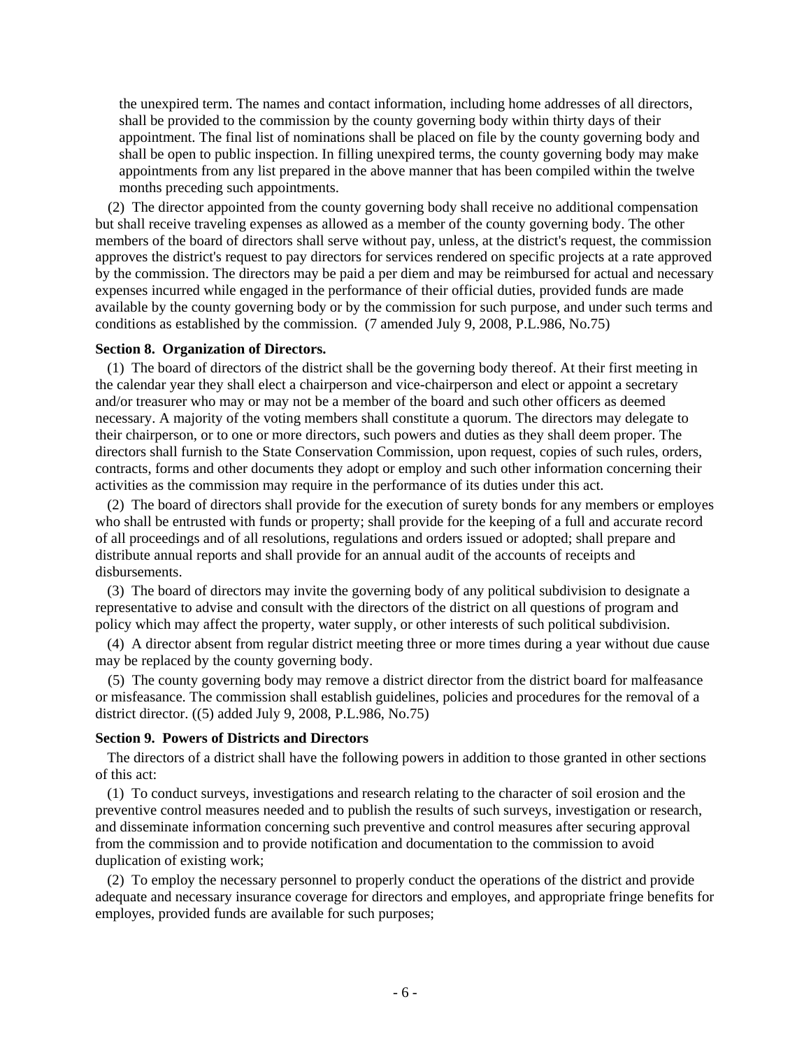the unexpired term. The names and contact information, including home addresses of all directors, shall be provided to the commission by the county governing body within thirty days of their appointment. The final list of nominations shall be placed on file by the county governing body and shall be open to public inspection. In filling unexpired terms, the county governing body may make appointments from any list prepared in the above manner that has been compiled within the twelve months preceding such appointments.

(2) The director appointed from the county governing body shall receive no additional compensation but shall receive traveling expenses as allowed as a member of the county governing body. The other members of the board of directors shall serve without pay, unless, at the district's request, the commission approves the district's request to pay directors for services rendered on specific projects at a rate approved by the commission. The directors may be paid a per diem and may be reimbursed for actual and necessary expenses incurred while engaged in the performance of their official duties, provided funds are made available by the county governing body or by the commission for such purpose, and under such terms and conditions as established by the commission. (7 amended July 9, 2008, P.L.986, No.75)

**Section 8. Organization of Directors.**

(1) The board of directors of the district shall be the governing body thereof. At their first meeting in the calendar year they shall elect a chairperson and vice-chairperson and elect or appoint a secretary and/or treasurer who may or may not be a member of the board and such other officers as deemed necessary. A majority of the voting members shall constitute a quorum. The directors may delegate to their chairperson, or to one or more directors, such powers and duties as they shall deem proper. The directors shall furnish to the State Conservation Commission, upon request, copies of such rules, orders, contracts, forms and other documents they adopt or employ and such other information concerning their activities as the commission may require in the performance of its duties under this act.

(2) The board of directors shall provide for the execution of surety bonds for any members or employes who shall be entrusted with funds or property; shall provide for the keeping of a full and accurate record of all proceedings and of all resolutions, regulations and orders issued or adopted; shall prepare and distribute annual reports and shall provide for an annual audit of the accounts of receipts and disbursements.

(3) The board of directors may invite the governing body of any political subdivision to designate a representative to advise and consult with the directors of the district on all questions of program and policy which may affect the property, water supply, or other interests of such political subdivision.

(4) A director absent from regular district meeting three or more times during a year without due cause may be replaced by the county governing body.

(5) The county governing body may remove a district director from the district board for malfeasance or misfeasance. The commission shall establish guidelines, policies and procedures for the removal of a district director. ((5) added July 9, 2008, P.L.986, No.75)

**Section 9. Powers of Districts and Directors**

The directors of a district shall have the following powers in addition to those granted in other sections of this act:

(1) To conduct surveys, investigations and research relating to the character of soil erosion and the preventive control measures needed and to publish the results of such surveys, investigation or research, and disseminate information concerning such preventive and control measures after securing approval from the commission and to provide notification and documentation to the commission to avoid duplication of existing work;

(2) To employ the necessary personnel to properly conduct the operations of the district and provide adequate and necessary insurance coverage for directors and employes, and appropriate fringe benefits for employes, provided funds are available for such purposes;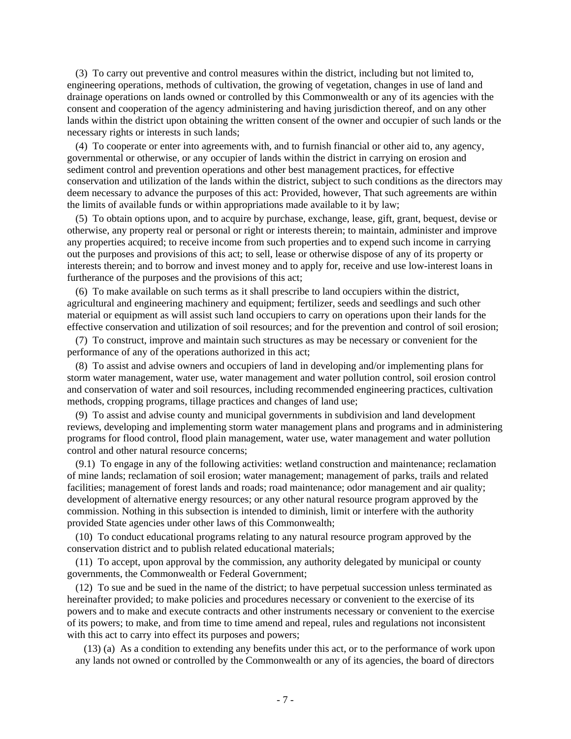(3) To carry out preventive and control measures within the district, including but not limited to, engineering operations, methods of cultivation, the growing of vegetation, changes in use of land and drainage operations on lands owned or controlled by this Commonwealth or any of its agencies with the consent and cooperation of the agency administering and having jurisdiction thereof, and on any other lands within the district upon obtaining the written consent of the owner and occupier of such lands or the necessary rights or interests in such lands;

(4) To cooperate or enter into agreements with, and to furnish financial or other aid to, any agency, governmental or otherwise, or any occupier of lands within the district in carrying on erosion and sediment control and prevention operations and other best management practices, for effective conservation and utilization of the lands within the district, subject to such conditions as the directors may deem necessary to advance the purposes of this act: Provided, however, That such agreements are within the limits of available funds or within appropriations made available to it by law;

(5) To obtain options upon, and to acquire by purchase, exchange, lease, gift, grant, bequest, devise or otherwise, any property real or personal or right or interests therein; to maintain, administer and improve any properties acquired; to receive income from such properties and to expend such income in carrying out the purposes and provisions of this act; to sell, lease or otherwise dispose of any of its property or interests therein; and to borrow and invest money and to apply for, receive and use low-interest loans in furtherance of the purposes and the provisions of this act;

(6) To make available on such terms as it shall prescribe to land occupiers within the district, agricultural and engineering machinery and equipment; fertilizer, seeds and seedlings and such other material or equipment as will assist such land occupiers to carry on operations upon their lands for the effective conservation and utilization of soil resources; and for the prevention and control of soil erosion;

(7) To construct, improve and maintain such structures as may be necessary or convenient for the performance of any of the operations authorized in this act;

(8) To assist and advise owners and occupiers of land in developing and/or implementing plans for storm water management, water use, water management and water pollution control, soil erosion control and conservation of water and soil resources, including recommended engineering practices, cultivation methods, cropping programs, tillage practices and changes of land use;

(9) To assist and advise county and municipal governments in subdivision and land development reviews, developing and implementing storm water management plans and programs and in administering programs for flood control, flood plain management, water use, water management and water pollution control and other natural resource concerns;

(9.1) To engage in any of the following activities: wetland construction and maintenance; reclamation of mine lands; reclamation of soil erosion; water management; management of parks, trails and related facilities; management of forest lands and roads; road maintenance; odor management and air quality; development of alternative energy resources; or any other natural resource program approved by the commission. Nothing in this subsection is intended to diminish, limit or interfere with the authority provided State agencies under other laws of this Commonwealth;

(10) To conduct educational programs relating to any natural resource program approved by the conservation district and to publish related educational materials;

(11) To accept, upon approval by the commission, any authority delegated by municipal or county governments, the Commonwealth or Federal Government;

(12) To sue and be sued in the name of the district; to have perpetual succession unless terminated as hereinafter provided; to make policies and procedures necessary or convenient to the exercise of its powers and to make and execute contracts and other instruments necessary or convenient to the exercise of its powers; to make, and from time to time amend and repeal, rules and regulations not inconsistent with this act to carry into effect its purposes and powers;

(13) (a) As a condition to extending any benefits under this act, or to the performance of work upon any lands not owned or controlled by the Commonwealth or any of its agencies, the board of directors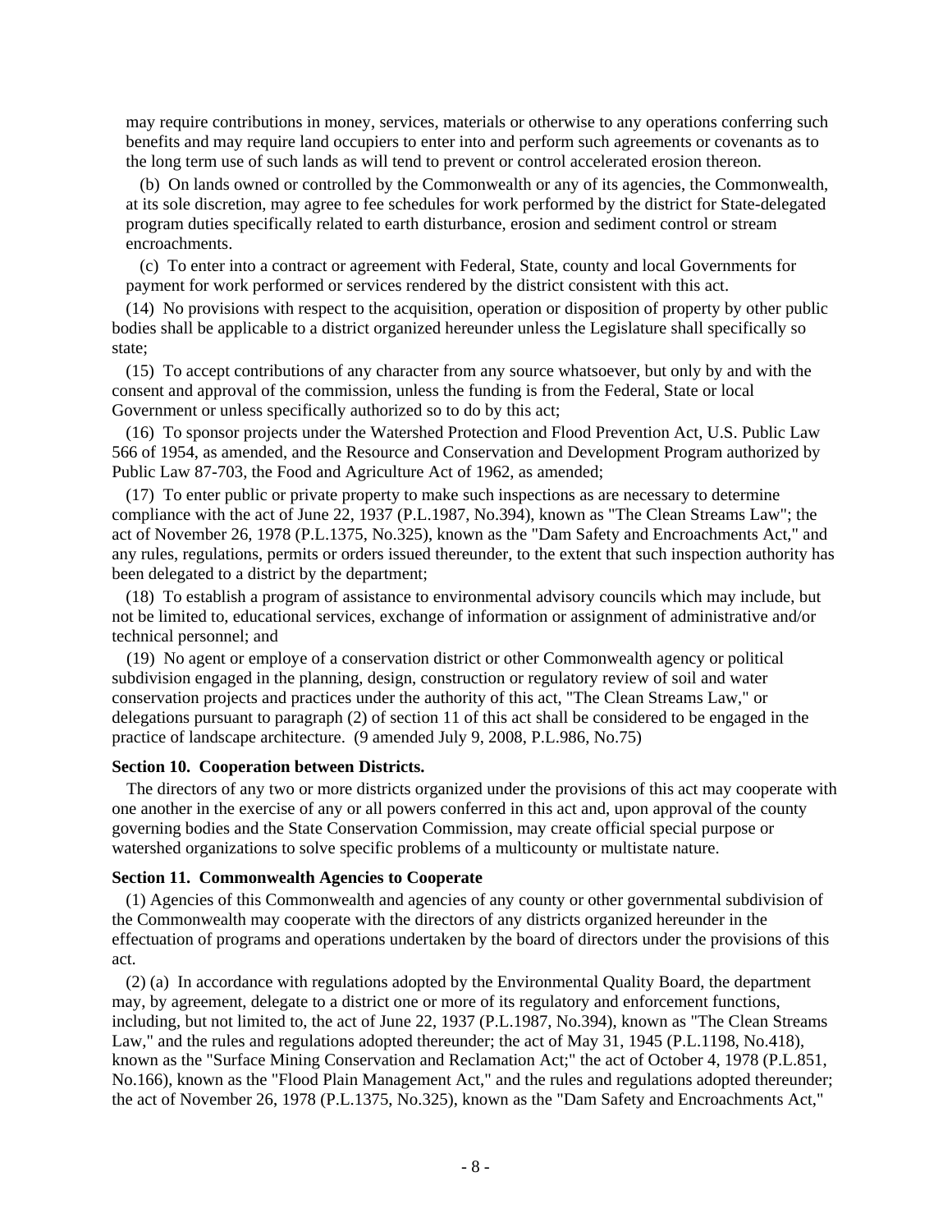may require contributions in money, services, materials or otherwise to any operations conferring such benefits and may require land occupiers to enter into and perform such agreements or covenants as to the long term use of such lands as will tend to prevent or control accelerated erosion thereon.

(b) On lands owned or controlled by the Commonwealth or any of its agencies, the Commonwealth, at its sole discretion, may agree to fee schedules for work performed by the district for State-delegated program duties specifically related to earth disturbance, erosion and sediment control or stream encroachments.

(c) To enter into a contract or agreement with Federal, State, county and local Governments for payment for work performed or services rendered by the district consistent with this act.

(14) No provisions with respect to the acquisition, operation or disposition of property by other public bodies shall be applicable to a district organized hereunder unless the Legislature shall specifically so state;

(15) To accept contributions of any character from any source whatsoever, but only by and with the consent and approval of the commission, unless the funding is from the Federal, State or local Government or unless specifically authorized so to do by this act;

(16) To sponsor projects under the Watershed Protection and Flood Prevention Act, U.S. Public Law 566 of 1954, as amended, and the Resource and Conservation and Development Program authorized by Public Law 87-703, the Food and Agriculture Act of 1962, as amended;

(17) To enter public or private property to make such inspections as are necessary to determine compliance with the act of June 22, 1937 (P.L.1987, No.394), known as "The Clean Streams Law"; the act of November 26, 1978 (P.L.1375, No.325), known as the "Dam Safety and Encroachments Act," and any rules, regulations, permits or orders issued thereunder, to the extent that such inspection authority has been delegated to a district by the department;

(18) To establish a program of assistance to environmental advisory councils which may include, but not be limited to, educational services, exchange of information or assignment of administrative and/or technical personnel; and

(19) No agent or employe of a conservation district or other Commonwealth agency or political subdivision engaged in the planning, design, construction or regulatory review of soil and water conservation projects and practices under the authority of this act, "The Clean Streams Law," or delegations pursuant to paragraph (2) of section 11 of this act shall be considered to be engaged in the practice of landscape architecture. (9 amended July 9, 2008, P.L.986, No.75)

**Section 10. Cooperation between Districts.**

The directors of any two or more districts organized under the provisions of this act may cooperate with one another in the exercise of any or all powers conferred in this act and, upon approval of the county governing bodies and the State Conservation Commission, may create official special purpose or watershed organizations to solve specific problems of a multicounty or multistate nature.

**Section 11. Commonwealth Agencies to Cooperate**

(1) Agencies of this Commonwealth and agencies of any county or other governmental subdivision of the Commonwealth may cooperate with the directors of any districts organized hereunder in the effectuation of programs and operations undertaken by the board of directors under the provisions of this act.

(2) (a) In accordance with regulations adopted by the Environmental Quality Board, the department may, by agreement, delegate to a district one or more of its regulatory and enforcement functions, including, but not limited to, the act of June 22, 1937 (P.L.1987, No.394), known as "The Clean Streams Law," and the rules and regulations adopted thereunder; the act of May 31, 1945 (P.L.1198, No.418), known as the "Surface Mining Conservation and Reclamation Act;" the act of October 4, 1978 (P.L.851, No.166), known as the "Flood Plain Management Act," and the rules and regulations adopted thereunder; the act of November 26, 1978 (P.L.1375, No.325), known as the "Dam Safety and Encroachments Act,"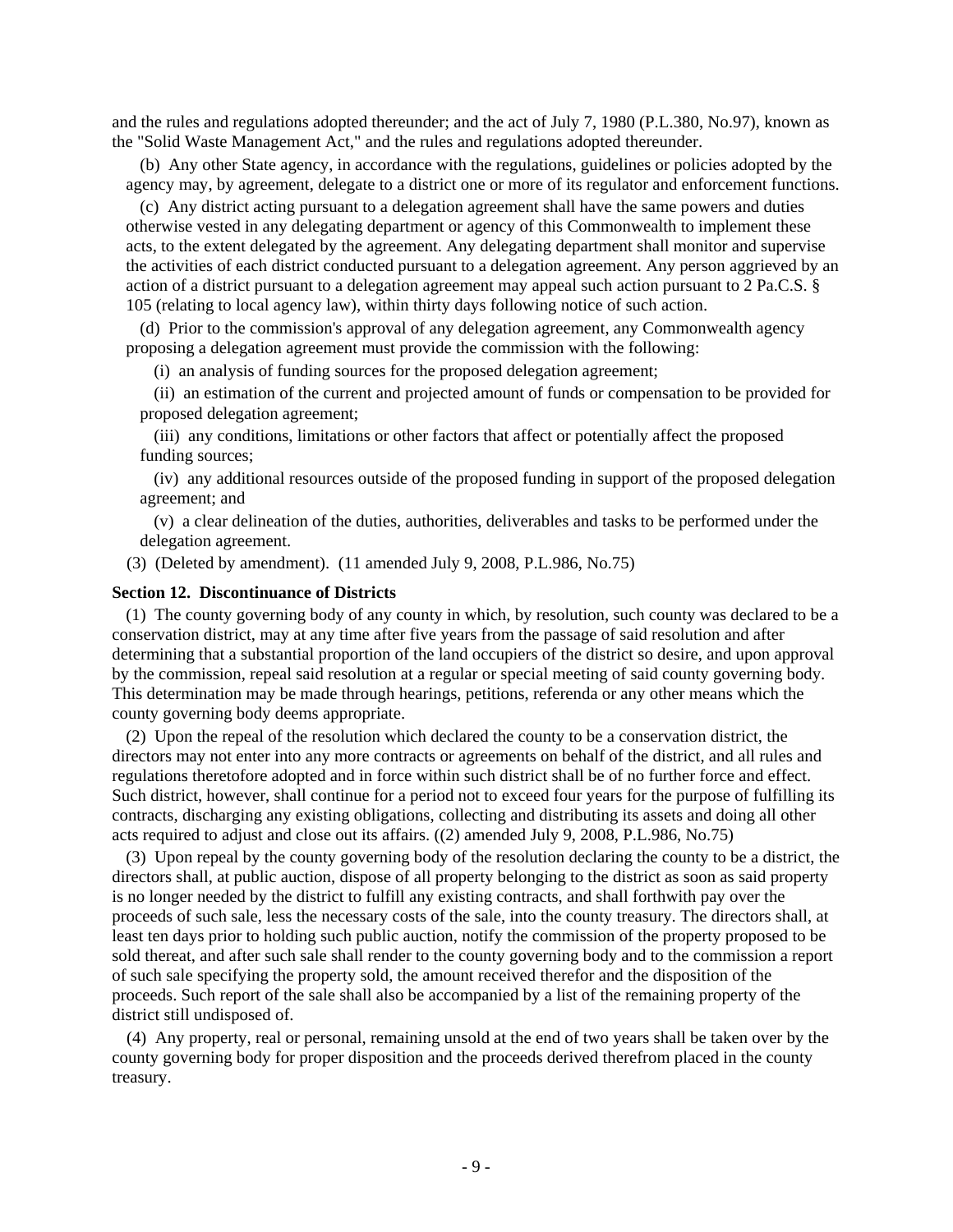and the rules and regulations adopted thereunder; and the act of July 7, 1980 (P.L.380, No.97), known as the "Solid Waste Management Act," and the rules and regulations adopted thereunder.

(b) Any other State agency, in accordance with the regulations, guidelines or policies adopted by the agency may, by agreement, delegate to a district one or more of its regulator and enforcement functions.

(c) Any district acting pursuant to a delegation agreement shall have the same powers and duties otherwise vested in any delegating department or agency of this Commonwealth to implement these acts, to the extent delegated by the agreement. Any delegating department shall monitor and supervise the activities of each district conducted pursuant to a delegation agreement. Any person aggrieved by an action of a district pursuant to a delegation agreement may appeal such action pursuant to 2 Pa.C.S. § 105 (relating to local agency law), within thirty days following notice of such action.

(d) Prior to the commission's approval of any delegation agreement, any Commonwealth agency proposing a delegation agreement must provide the commission with the following:

(i) an analysis of funding sources for the proposed delegation agreement;

(ii) an estimation of the current and projected amount of funds or compensation to be provided for proposed delegation agreement;

(iii) any conditions, limitations or other factors that affect or potentially affect the proposed funding sources;

(iv) any additional resources outside of the proposed funding in support of the proposed delegation agreement; and

(v) a clear delineation of the duties, authorities, deliverables and tasks to be performed under the delegation agreement.

(3) (Deleted by amendment). (11 amended July 9, 2008, P.L.986, No.75)

**Section 12. Discontinuance of Districts**

(1) The county governing body of any county in which, by resolution, such county was declared to be a conservation district, may at any time after five years from the passage of said resolution and after determining that a substantial proportion of the land occupiers of the district so desire, and upon approval by the commission, repeal said resolution at a regular or special meeting of said county governing body. This determination may be made through hearings, petitions, referenda or any other means which the county governing body deems appropriate.

(2) Upon the repeal of the resolution which declared the county to be a conservation district, the directors may not enter into any more contracts or agreements on behalf of the district, and all rules and regulations theretofore adopted and in force within such district shall be of no further force and effect. Such district, however, shall continue for a period not to exceed four years for the purpose of fulfilling its contracts, discharging any existing obligations, collecting and distributing its assets and doing all other acts required to adjust and close out its affairs. ((2) amended July 9, 2008, P.L.986, No.75)

(3) Upon repeal by the county governing body of the resolution declaring the county to be a district, the directors shall, at public auction, dispose of all property belonging to the district as soon as said property is no longer needed by the district to fulfill any existing contracts, and shall forthwith pay over the proceeds of such sale, less the necessary costs of the sale, into the county treasury. The directors shall, at least ten days prior to holding such public auction, notify the commission of the property proposed to be sold thereat, and after such sale shall render to the county governing body and to the commission a report of such sale specifying the property sold, the amount received therefor and the disposition of the proceeds. Such report of the sale shall also be accompanied by a list of the remaining property of the district still undisposed of.

(4) Any property, real or personal, remaining unsold at the end of two years shall be taken over by the county governing body for proper disposition and the proceeds derived therefrom placed in the county treasury.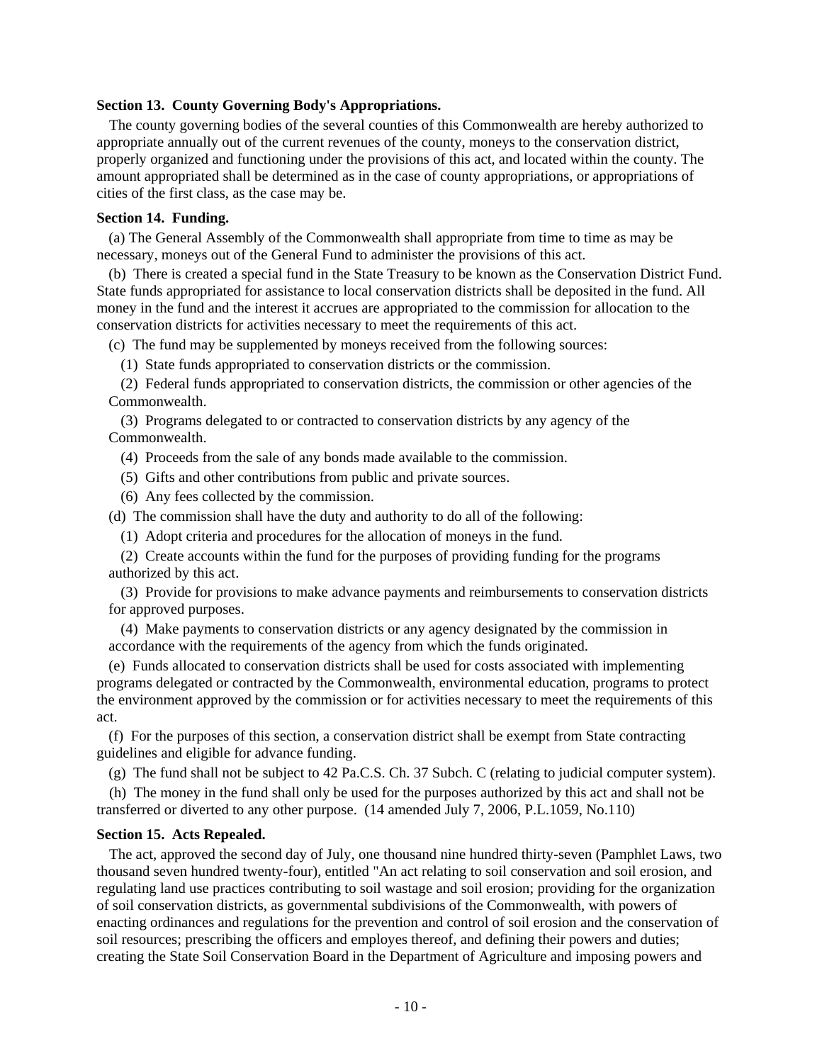**Section 13. County Governing Body's Appropriations.**

The county governing bodies of the several counties of this Commonwealth are hereby authorized to appropriate annually out of the current revenues of the county, moneys to the conservation district, properly organized and functioning under the provisions of this act, and located within the county. The amount appropriated shall be determined as in the case of county appropriations, or appropriations of cities of the first class, as the case may be.

**Section 14. Funding.**

(a) The General Assembly of the Commonwealth shall appropriate from time to time as may be necessary, moneys out of the General Fund to administer the provisions of this act.

(b) There is created a special fund in the State Treasury to be known as the Conservation District Fund. State funds appropriated for assistance to local conservation districts shall be deposited in the fund. All money in the fund and the interest it accrues are appropriated to the commission for allocation to the conservation districts for activities necessary to meet the requirements of this act.

(c) The fund may be supplemented by moneys received from the following sources:

(1) State funds appropriated to conservation districts or the commission.

(2) Federal funds appropriated to conservation districts, the commission or other agencies of the Commonwealth.

(3) Programs delegated to or contracted to conservation districts by any agency of the Commonwealth.

(4) Proceeds from the sale of any bonds made available to the commission.

(5) Gifts and other contributions from public and private sources.

(6) Any fees collected by the commission.

(d) The commission shall have the duty and authority to do all of the following:

(1) Adopt criteria and procedures for the allocation of moneys in the fund.

(2) Create accounts within the fund for the purposes of providing funding for the programs authorized by this act.

(3) Provide for provisions to make advance payments and reimbursements to conservation districts for approved purposes.

(4) Make payments to conservation districts or any agency designated by the commission in accordance with the requirements of the agency from which the funds originated.

(e) Funds allocated to conservation districts shall be used for costs associated with implementing programs delegated or contracted by the Commonwealth, environmental education, programs to protect the environment approved by the commission or for activities necessary to meet the requirements of this act.

(f) For the purposes of this section, a conservation district shall be exempt from State contracting guidelines and eligible for advance funding.

(g) The fund shall not be subject to 42 Pa.C.S. Ch. 37 Subch. C (relating to judicial computer system).

(h) The money in the fund shall only be used for the purposes authorized by this act and shall not be transferred or diverted to any other purpose. (14 amended July 7, 2006, P.L.1059, No.110)

**Section 15. Acts Repealed.**

The act, approved the second day of July, one thousand nine hundred thirty-seven (Pamphlet Laws, two thousand seven hundred twenty-four), entitled "An act relating to soil conservation and soil erosion, and regulating land use practices contributing to soil wastage and soil erosion; providing for the organization of soil conservation districts, as governmental subdivisions of the Commonwealth, with powers of enacting ordinances and regulations for the prevention and control of soil erosion and the conservation of soil resources; prescribing the officers and employes thereof, and defining their powers and duties; creating the State Soil Conservation Board in the Department of Agriculture and imposing powers and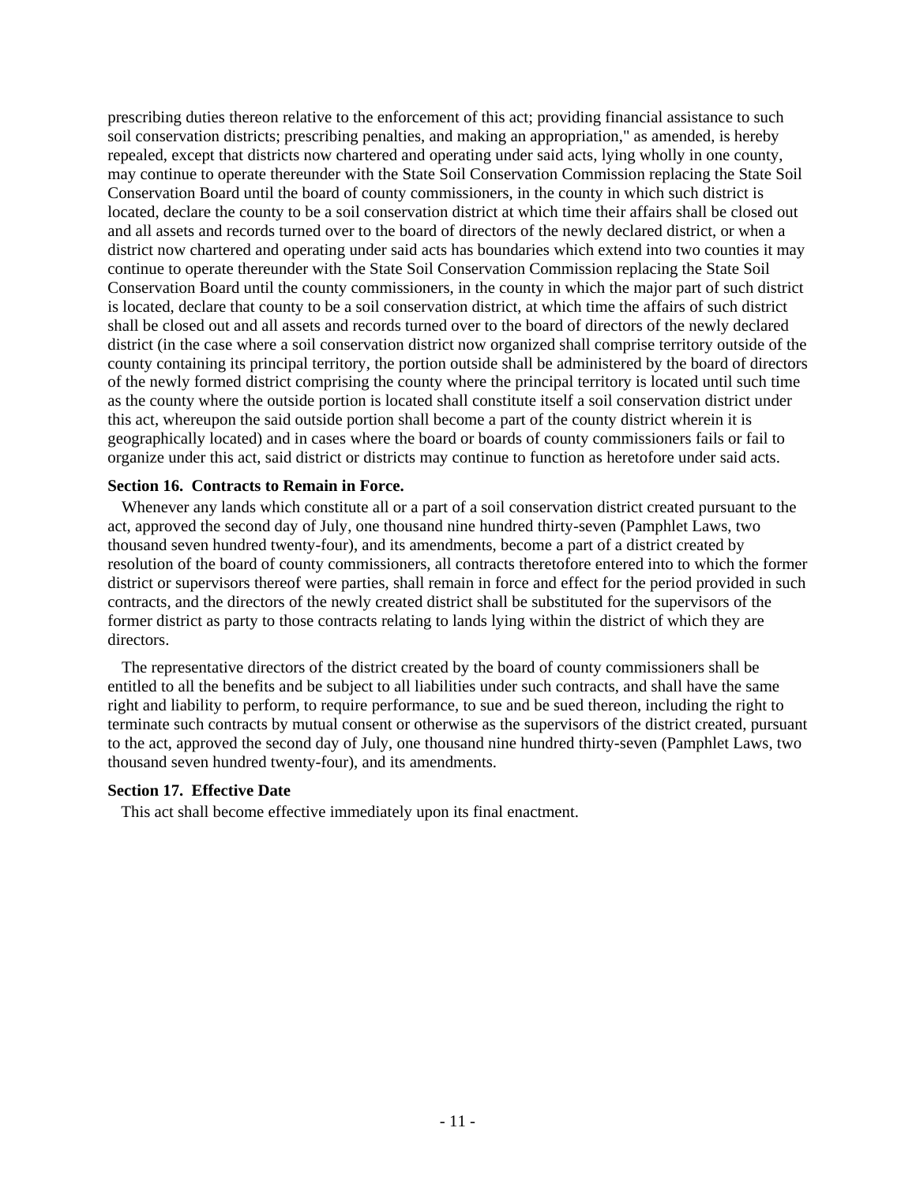prescribing duties thereon relative to the enforcement of this act; providing financial assistance to such soil conservation districts; prescribing penalties, and making an appropriation," as amended, is hereby repealed, except that districts now chartered and operating under said acts, lying wholly in one county, may continue to operate thereunder with the State Soil Conservation Commission replacing the State Soil Conservation Board until the board of county commissioners, in the county in which such district is located, declare the county to be a soil conservation district at which time their affairs shall be closed out and all assets and records turned over to the board of directors of the newly declared district, or when a district now chartered and operating under said acts has boundaries which extend into two counties it may continue to operate thereunder with the State Soil Conservation Commission replacing the State Soil Conservation Board until the county commissioners, in the county in which the major part of such district is located, declare that county to be a soil conservation district, at which time the affairs of such district shall be closed out and all assets and records turned over to the board of directors of the newly declared district (in the case where a soil conservation district now organized shall comprise territory outside of the county containing its principal territory, the portion outside shall be administered by the board of directors of the newly formed district comprising the county where the principal territory is located until such time as the county where the outside portion is located shall constitute itself a soil conservation district under this act, whereupon the said outside portion shall become a part of the county district wherein it is geographically located) and in cases where the board or boards of county commissioners fails or fail to organize under this act, said district or districts may continue to function as heretofore under said acts.

**Section 16. Contracts to Remain in Force.**

Whenever any lands which constitute all or a part of a soil conservation district created pursuant to the act, approved the second day of July, one thousand nine hundred thirty-seven (Pamphlet Laws, two thousand seven hundred twenty-four), and its amendments, become a part of a district created by resolution of the board of county commissioners, all contracts theretofore entered into to which the former district or supervisors thereof were parties, shall remain in force and effect for the period provided in such contracts, and the directors of the newly created district shall be substituted for the supervisors of the former district as party to those contracts relating to lands lying within the district of which they are directors.

The representative directors of the district created by the board of county commissioners shall be entitled to all the benefits and be subject to all liabilities under such contracts, and shall have the same right and liability to perform, to require performance, to sue and be sued thereon, including the right to terminate such contracts by mutual consent or otherwise as the supervisors of the district created, pursuant to the act, approved the second day of July, one thousand nine hundred thirty-seven (Pamphlet Laws, two thousand seven hundred twenty-four), and its amendments.

**Section 17. Effective Date**

This act shall become effective immediately upon its final enactment.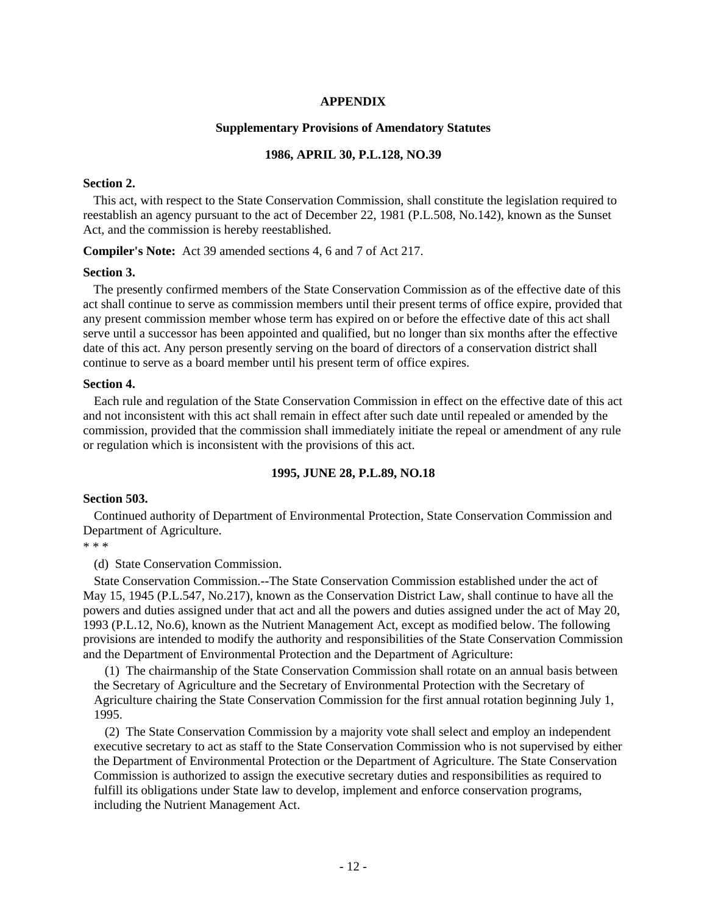# APPENDIX

## Supplementary Provisions of Amendatory Statutes

### 1986, APRIL 30, P.L.128, NO.39

**Section 2.**

This act, with respect to the State Conservation Commission, shall constitute the legislation required to reestablish an agency pursuant to the act of December 22, 1981 (P.L.508, No.142), known as the Sunset Act, and the commission is hereby reestablished.

**Compiler's Note:** Act 39 amended sections 4, 6 and 7 of Act 217.

**Section 3.**

The presently confirmed members of the State Conservation Commission as of the effective date of this act shall continue to serve as commission members until their present terms of office expire, provided that any present commission member whose term has expired on or before the effective date of this act shall serve until a successor has been appointed and qualified, but no longer than six months after the effective date of this act. Any person presently serving on the board of directors of a conservation district shall continue to serve as a board member until his present term of office expires.

**Section 4.**

Each rule and regulation of the State Conservation Commission in effect on the effective date of this act and not inconsistent with this act shall remain in effect after such date until repealed or amended by the commission, provided that the commission shall immediately initiate the repeal or amendment of any rule or regulation which is inconsistent with the provisions of this act.

### 1995, JUNE 28, P.L.89, NO.18

**Section 503.**

Continued authority of Department of Environmental Protection, State Conservation Commission and Department of Agriculture.

* * *

(d) State Conservation Commission.

State Conservation Commission.--The State Conservation Commission established under the act of May 15, 1945 (P.L.547, No.217), known as the Conservation District Law, shall continue to have all the powers and duties assigned under that act and all the powers and duties assigned under the act of May 20, 1993 (P.L.12, No.6), known as the Nutrient Management Act, except as modified below. The following provisions are intended to modify the authority and responsibilities of the State Conservation Commission and the Department of Environmental Protection and the Department of Agriculture:

(1) The chairmanship of the State Conservation Commission shall rotate on an annual basis between the Secretary of Agriculture and the Secretary of Environmental Protection with the Secretary of Agriculture chairing the State Conservation Commission for the first annual rotation beginning July 1, 1995.

(2) The State Conservation Commission by a majority vote shall select and employ an independent executive secretary to act as staff to the State Conservation Commission who is not supervised by either the Department of Environmental Protection or the Department of Agriculture. The State Conservation Commission is authorized to assign the executive secretary duties and responsibilities as required to fulfill its obligations under State law to develop, implement and enforce conservation programs, including the Nutrient Management Act.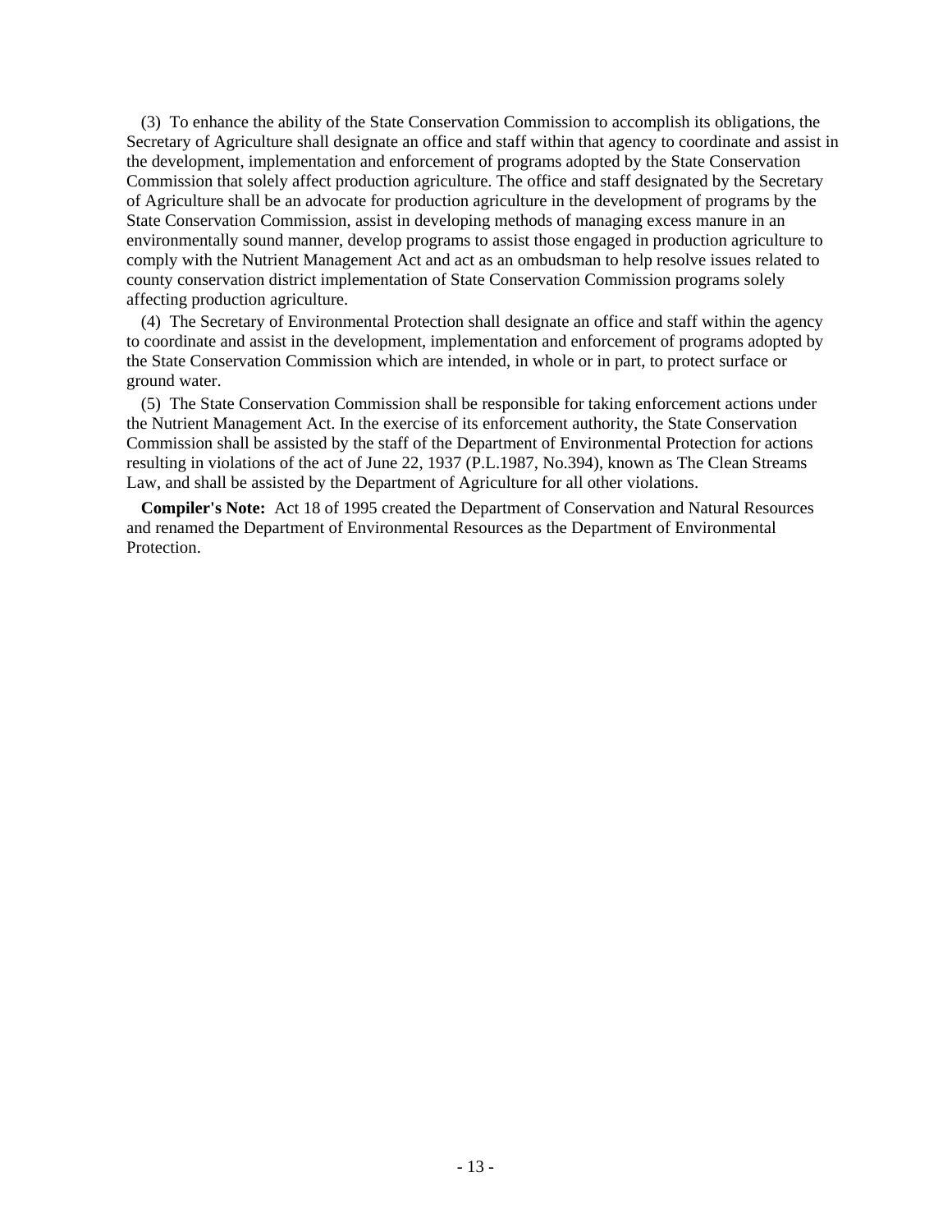(3) To enhance the ability of the State Conservation Commission to accomplish its obligations, the Secretary of Agriculture shall designate an office and staff within that agency to coordinate and assist in the development, implementation and enforcement of programs adopted by the State Conservation Commission that solely affect production agriculture. The office and staff designated by the Secretary of Agriculture shall be an advocate for production agriculture in the development of programs by the State Conservation Commission, assist in developing methods of managing excess manure in an environmentally sound manner, develop programs to assist those engaged in production agriculture to comply with the Nutrient Management Act and act as an ombudsman to help resolve issues related to county conservation district implementation of State Conservation Commission programs solely affecting production agriculture.

(4) The Secretary of Environmental Protection shall designate an office and staff within the agency to coordinate and assist in the development, implementation and enforcement of programs adopted by the State Conservation Commission which are intended, in whole or in part, to protect surface or ground water.

(5) The State Conservation Commission shall be responsible for taking enforcement actions under the Nutrient Management Act. In the exercise of its enforcement authority, the State Conservation Commission shall be assisted by the staff of the Department of Environmental Protection for actions resulting in violations of the act of June 22, 1937 (P.L.1987, No.394), known as The Clean Streams Law, and shall be assisted by the Department of Agriculture for all other violations.

**Compiler's Note:** Act 18 of 1995 created the Department of Conservation and Natural Resources and renamed the Department of Environmental Resources as the Department of Environmental Protection.